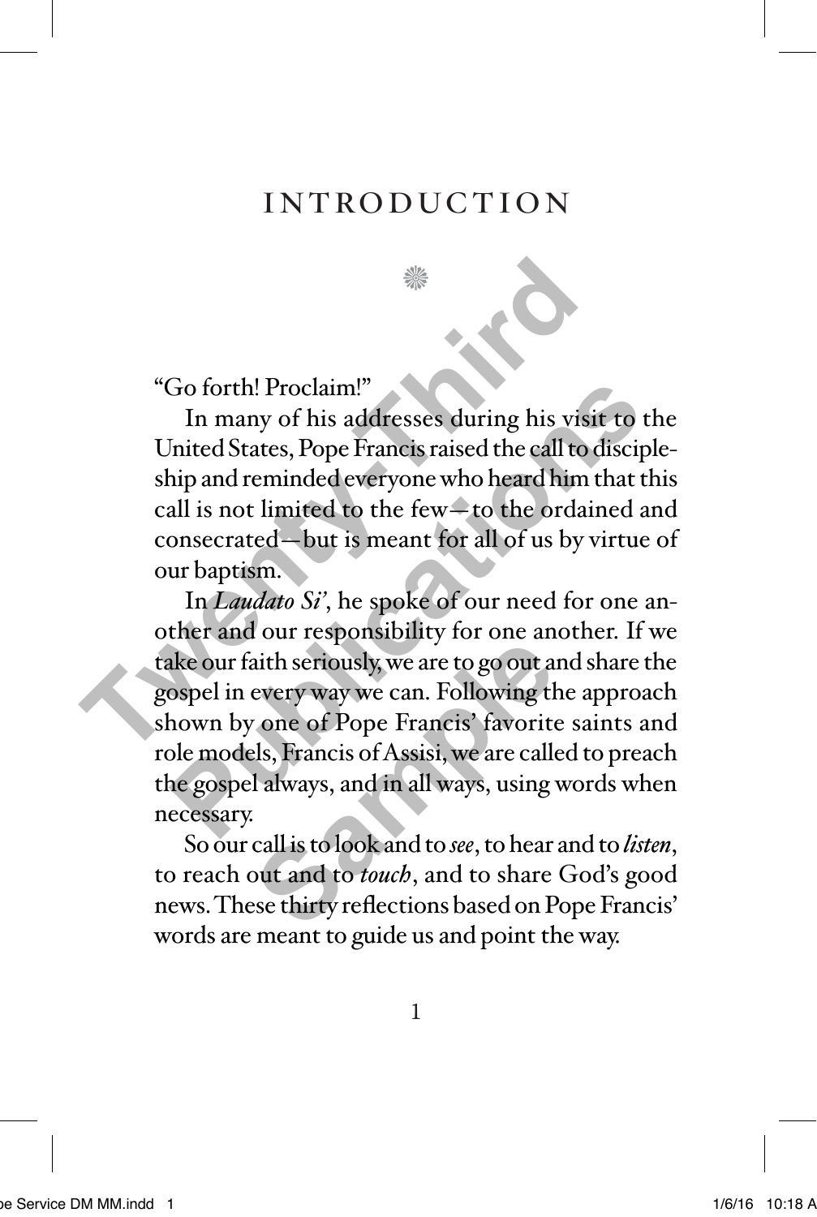# INTRODUCTION

"Go forth! Proclaim!"

In many of his addresses during his visit to the United States, Pope Francis raised the call to discipleship and reminded everyone who heard him that this call is not limited to the few—to the ordained and consecrated—but is meant for all of us by virtue of our baptism.

In *Laudato Si'*, he spoke of our need for one another and our responsibility for one another. If we take our faith seriously, we are to go out and share the gospel in every way we can. Following the approach shown by one of Pope Francis' favorite saints and role models, Francis of Assisi, we are called to preach the gospel always, and in all ways, using words when necessary.

So our call is to look and to *see*, to hear and to *listen*, to reach out and to *touch*, and to share God's good news. These thirty reflections based on Pope Francis' words are meant to guide us and point the way.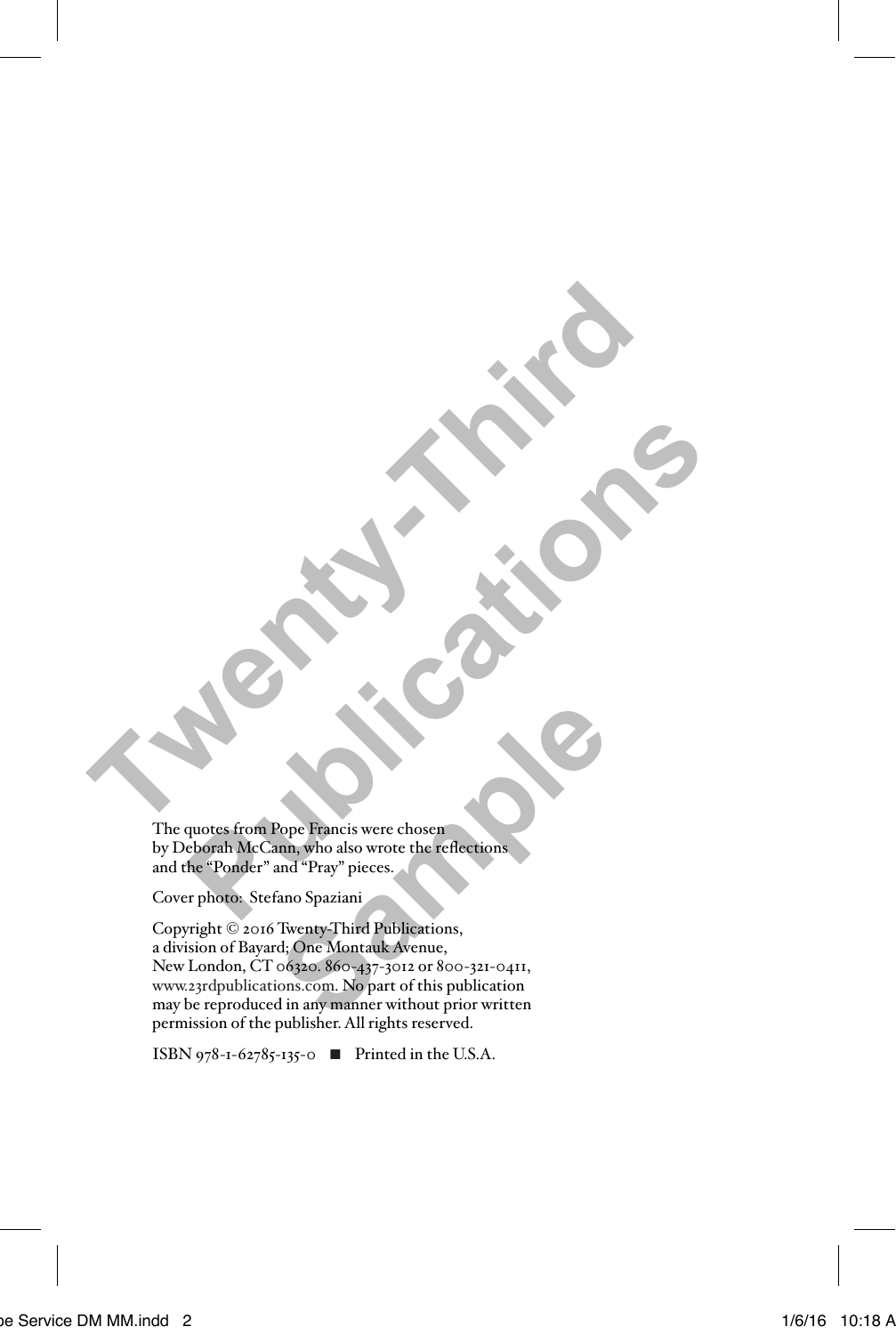The quotes from Pope Francis were chosen by Deborah McCann, who also wrote the reflections and the "Ponder" and "Pray" pieces.

Cover photo: Stefano Spaziani

Copyright © 2016 Twenty-Third Publications, a division of Bayard; One Montauk Avenue, New London, CT 06320. 860-437-3012 or 800-321-0411, www.23rdpublications.com. No part of this publication may be reproduced in any manner without prior written permission of the publisher. All rights reserved.

ISBN 978-1-62785-135-0 ■ Printed in the U.S.A.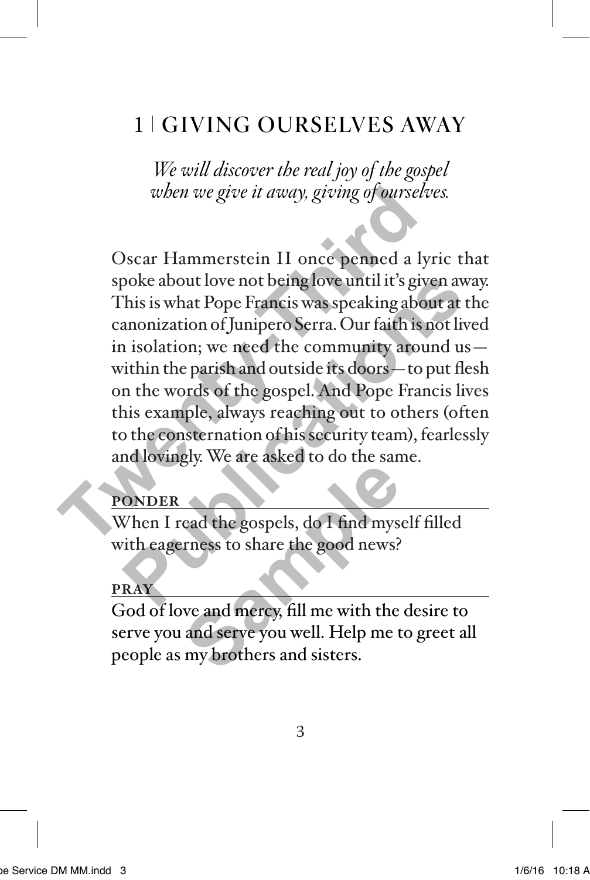# 1 | GIVING OURSELVES AWAY

*We will discover the real joy of the gospel when we give it away, giving of ourselves.*

Oscar Hammerstein II once penned a lyric that spoke about love not being love until it's given away. This is what Pope Francis was speaking about at the canonization of Junipero Serra. Our faith is not lived in isolation; we need the community around us—within the parish and outside its doors—to put flesh on the words of the gospel. And Pope Francis lives this example, always reaching out to others (often to the consternation of his security team), fearlessly and lovingly. We are asked to do the same.

**PONDER**

When I read the gospels, do I find myself filled with eagerness to share the good news?

**PRAY**

God of love and mercy, fill me with the desire to serve you and serve you well. Help me to greet all people as my brothers and sisters.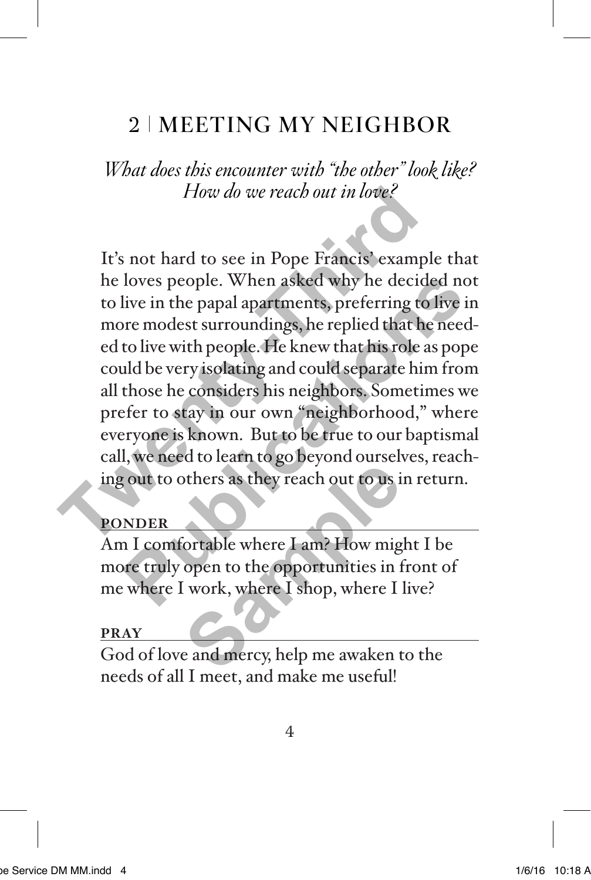## 2 | MEETING MY NEIGHBOR

*What does this encounter with "the other" look like? How do we reach out in love?*

It's not hard to see in Pope Francis' example that he loves people. When asked why he decided not to live in the papal apartments, preferring to live in more modest surroundings, he replied that he needed to live with people. He knew that his role as pope could be very isolating and could separate him from all those he considers his neighbors. Sometimes we prefer to stay in our own "neighborhood," where everyone is known. But to be true to our baptismal call, we need to learn to go beyond ourselves, reaching out to others as they reach out to us in return.

**PONDER**

Am I comfortable where I am? How might I be more truly open to the opportunities in front of me where I work, where I shop, where I live?

**PRAY**

God of love and mercy, help me awaken to the needs of all I meet, and make me useful!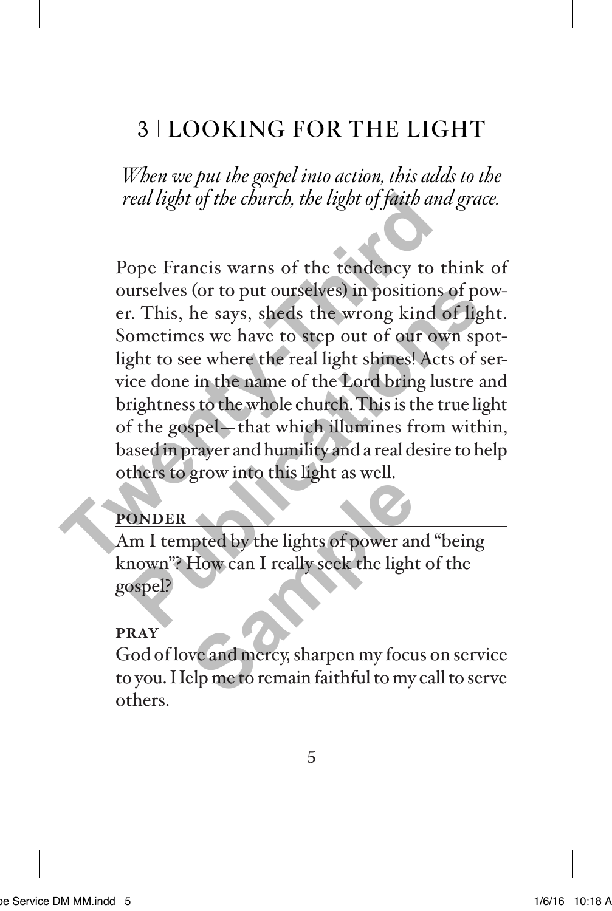# 3 | LOOKING FOR THE LIGHT

*When we put the gospel into action, this adds to the real light of the church, the light of faith and grace.*

Pope Francis warns of the tendency to think of ourselves (or to put ourselves) in positions of power. This, he says, sheds the wrong kind of light. Sometimes we have to step out of our own spotlight to see where the real light shines! Acts of service done in the name of the Lord bring lustre and brightness to the whole church. This is the true light of the gospel—that which illumines from within, based in prayer and humility and a real desire to help others to grow into this light as well.

**PONDER**

Am I tempted by the lights of power and "being known"? How can I really seek the light of the gospel?

**PRAY**

God of love and mercy, sharpen my focus on service to you. Help me to remain faithful to my call to serve others.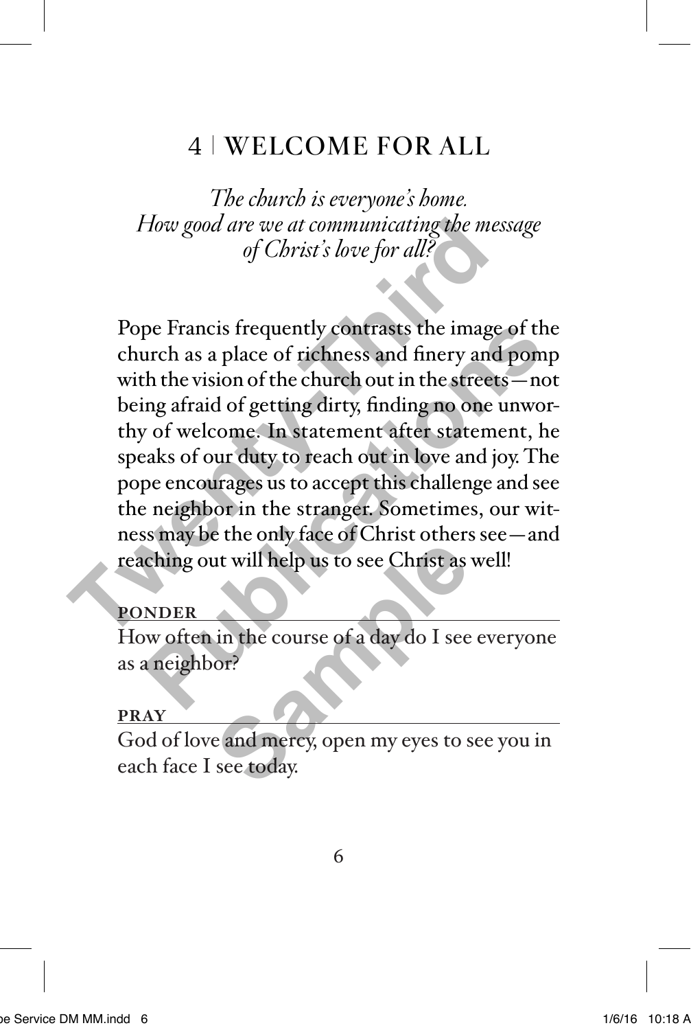# 4 | WELCOME FOR ALL

*The church is everyone's home.*
*How good are we at communicating the message of Christ's love for all?*

Pope Francis frequently contrasts the image of the church as a place of richness and finery and pomp with the vision of the church out in the streets—not being afraid of getting dirty, finding no one unworthy of welcome. In statement after statement, he speaks of our duty to reach out in love and joy. The pope encourages us to accept this challenge and see the neighbor in the stranger. Sometimes, our witness may be the only face of Christ others see—and reaching out will help us to see Christ as well!

**PONDER**

How often in the course of a day do I see everyone as a neighbor?

**PRAY**

God of love and mercy, open my eyes to see you in each face I see today.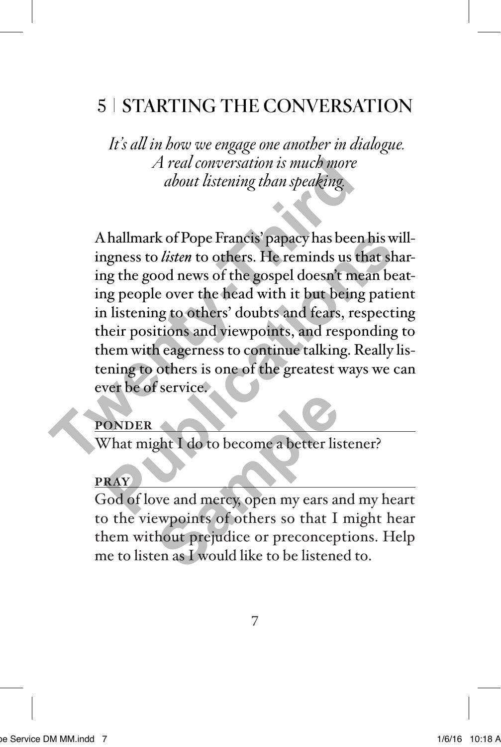## 5 | STARTING THE CONVERSATION

*It's all in how we engage one another in dialogue. A real conversation is much more about listening than speaking.*

A hallmark of Pope Francis' papacy has been his willingness to *listen* to others. He reminds us that sharing the good news of the gospel doesn't mean beating people over the head with it but being patient in listening to others' doubts and fears, respecting their positions and viewpoints, and responding to them with eagerness to continue talking. Really listening to others is one of the greatest ways we can ever be of service.

**PONDER**

What might I do to become a better listener?

**PRAY**

God of love and mercy, open my ears and my heart to the viewpoints of others so that I might hear them without prejudice or preconceptions. Help me to listen as I would like to be listened to.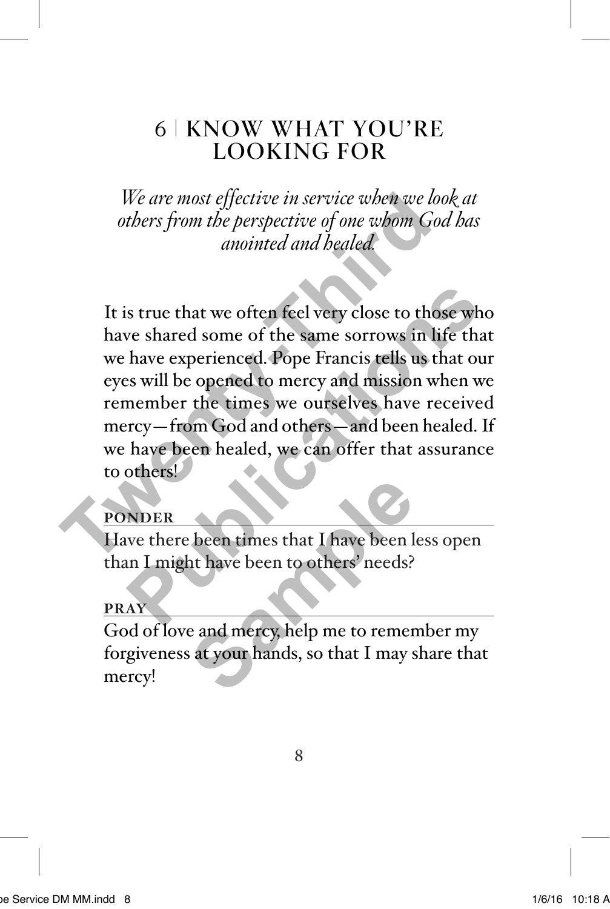# 6 | KNOW WHAT YOU'RE LOOKING FOR

*We are most effective in service when we look at others from the perspective of one whom God has anointed and healed.*

It is true that we often feel very close to those who have shared some of the same sorrows in life that we have experienced. Pope Francis tells us that our eyes will be opened to mercy and mission when we remember the times we ourselves have received mercy—from God and others—and been healed. If we have been healed, we can offer that assurance to others!

**PONDER**

Have there been times that I have been less open than I might have been to others' needs?

**PRAY**

God of love and mercy, help me to remember my forgiveness at your hands, so that I may share that mercy!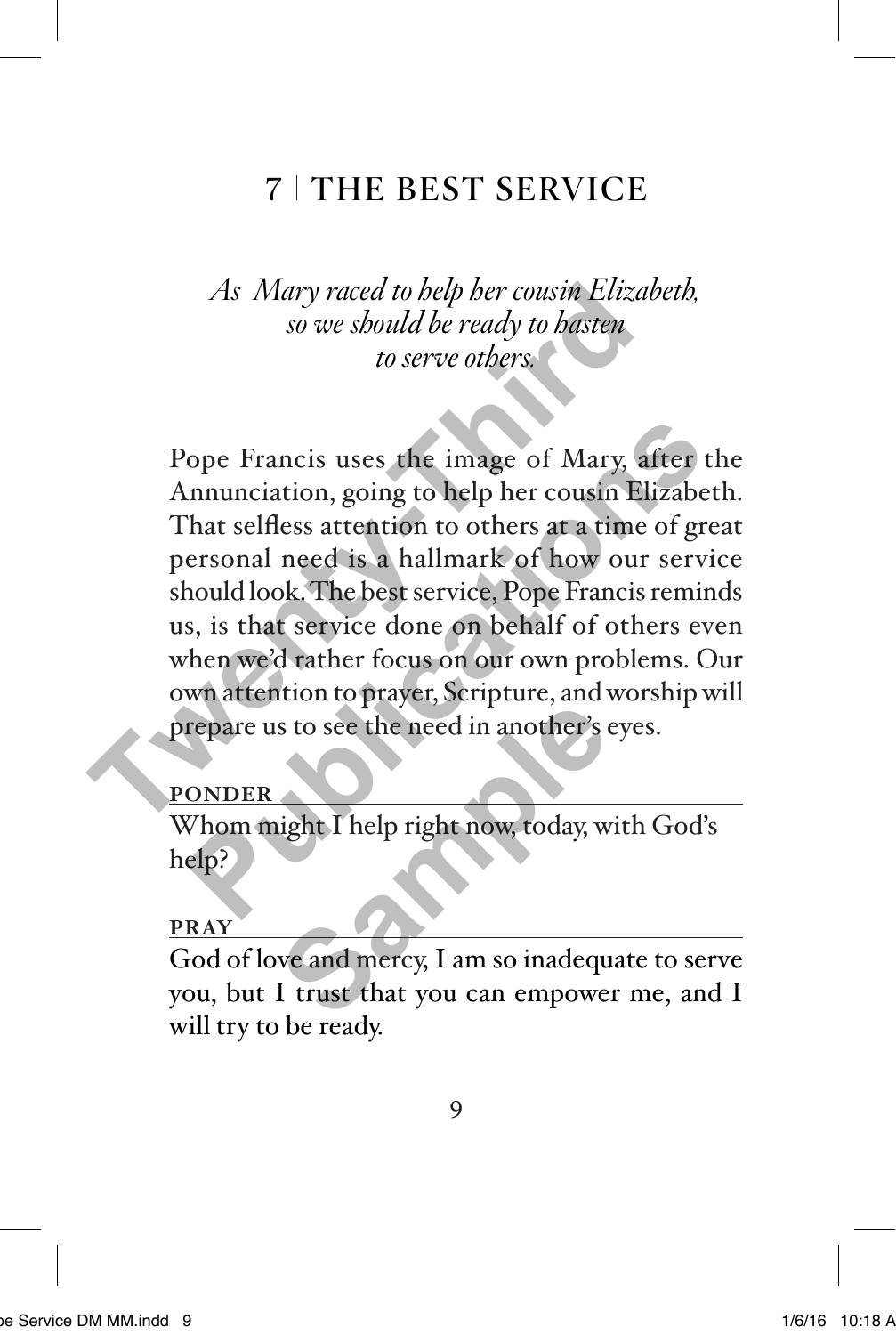# 7 | THE BEST SERVICE

*As Mary raced to help her cousin Elizabeth, so we should be ready to hasten to serve others.*

Pope Francis uses the image of Mary, after the Annunciation, going to help her cousin Elizabeth. That selfless attention to others at a time of great personal need is a hallmark of how our service should look. The best service, Pope Francis reminds us, is that service done on behalf of others even when we'd rather focus on our own problems. Our own attention to prayer, Scripture, and worship will prepare us to see the need in another's eyes.

**PONDER**

Whom might I help right now, today, with God's help?

**PRAY**

God of love and mercy, I am so inadequate to serve you, but I trust that you can empower me, and I will try to be ready.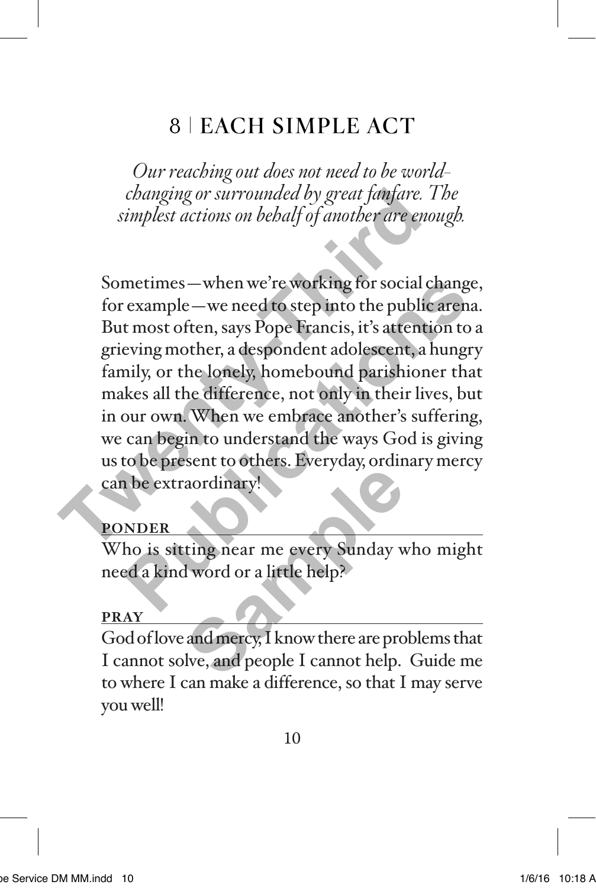## 8 | EACH SIMPLE ACT

*Our reaching out does not need to be world-changing or surrounded by great fanfare. The simplest actions on behalf of another are enough.*

Sometimes—when we're working for social change, for example—we need to step into the public arena. But most often, says Pope Francis, it's attention to a grieving mother, a despondent adolescent, a hungry family, or the lonely, homebound parishioner that makes all the difference, not only in their lives, but in our own. When we embrace another's suffering, we can begin to understand the ways God is giving us to be present to others. Everyday, ordinary mercy can be extraordinary!

**PONDER**

Who is sitting near me every Sunday who might need a kind word or a little help?

**PRAY**

God of love and mercy, I know there are problems that I cannot solve, and people I cannot help. Guide me to where I can make a difference, so that I may serve you well!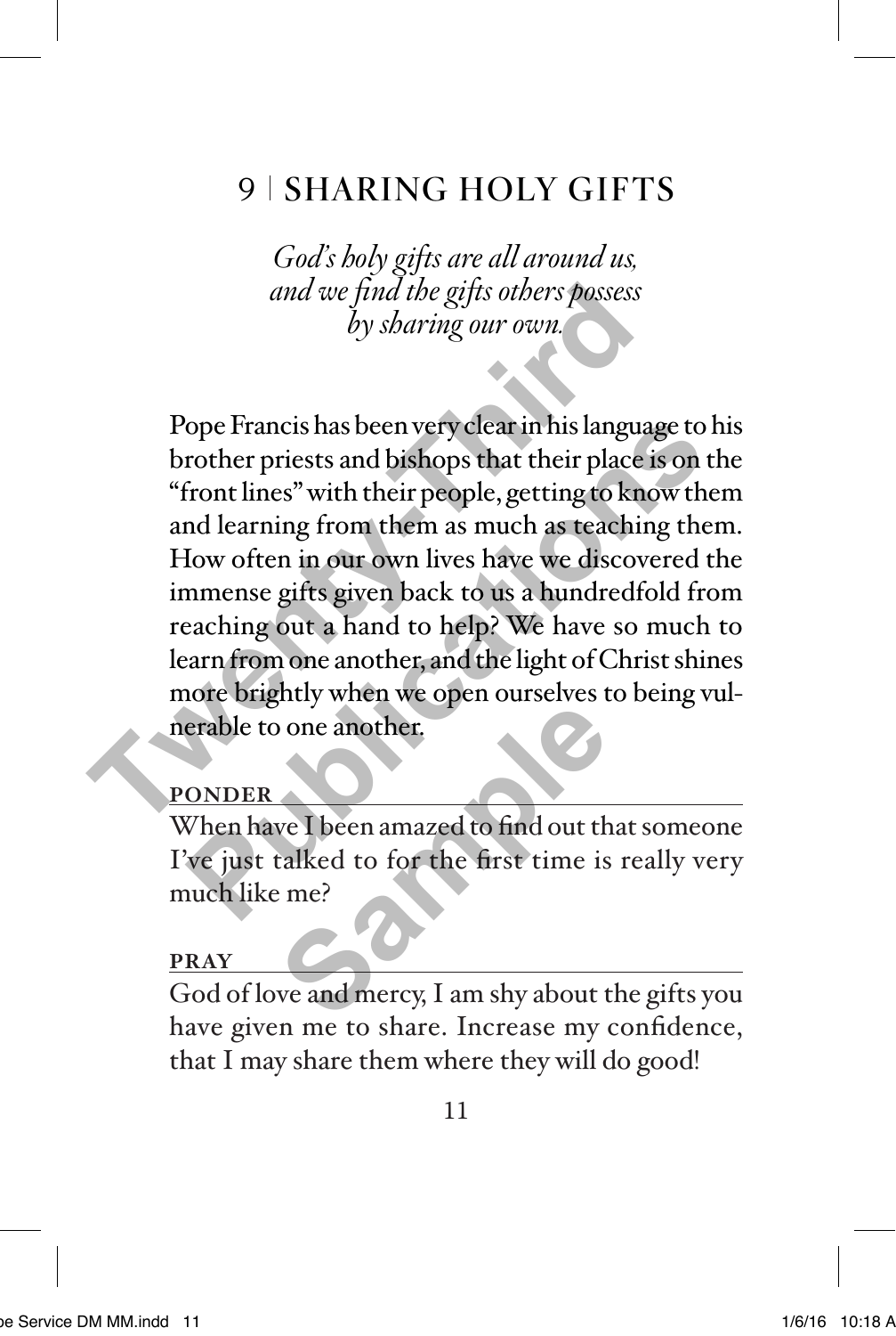# 9 | SHARING HOLY GIFTS

*God's holy gifts are all around us, and we find the gifts others possess by sharing our own.*

Pope Francis has been very clear in his language to his brother priests and bishops that their place is on the "front lines" with their people, getting to know them and learning from them as much as teaching them. How often in our own lives have we discovered the immense gifts given back to us a hundredfold from reaching out a hand to help? We have so much to learn from one another, and the light of Christ shines more brightly when we open ourselves to being vulnerable to one another.

**PONDER**

When have I been amazed to find out that someone I've just talked to for the first time is really very much like me?

**PRAY**

God of love and mercy, I am shy about the gifts you have given me to share. Increase my confidence, that I may share them where they will do good!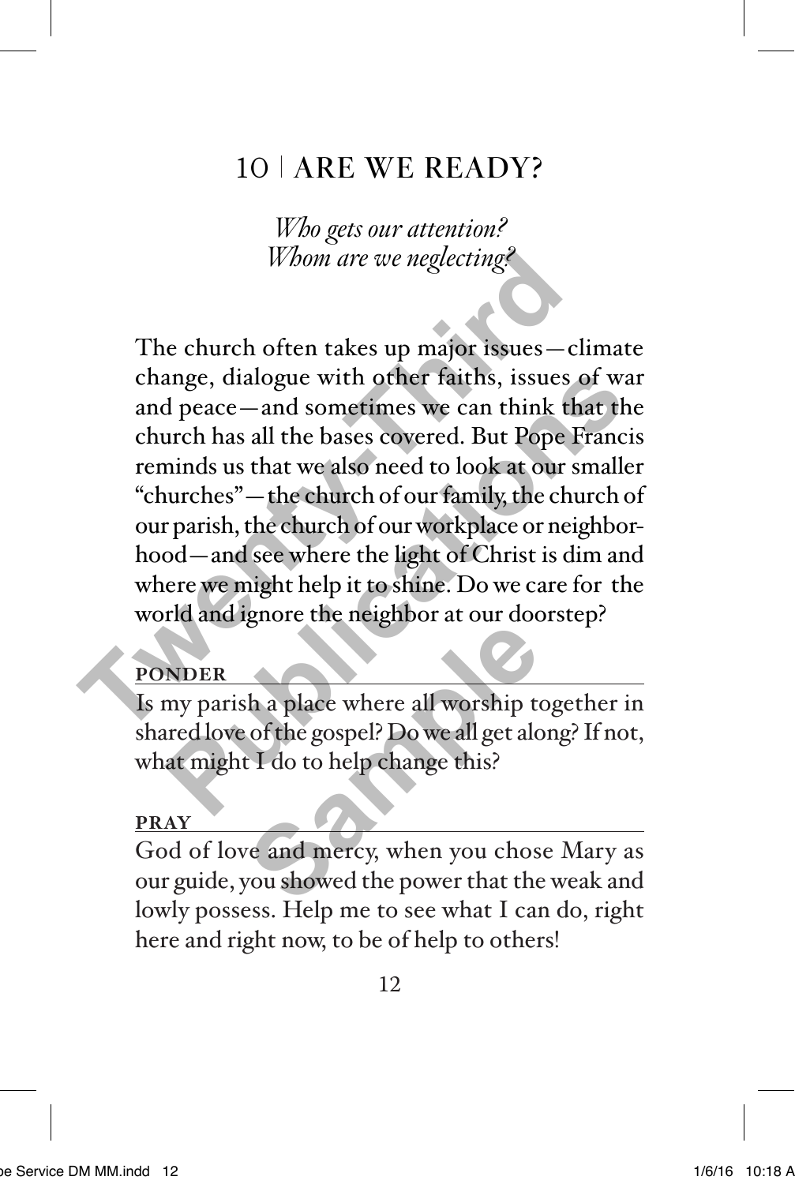# 10 | ARE WE READY?

*Who gets our attention?*
*Whom are we neglecting?*

The church often takes up major issues—climate change, dialogue with other faiths, issues of war and peace—and sometimes we can think that the church has all the bases covered. But Pope Francis reminds us that we also need to look at our smaller "churches"—the church of our family, the church of our parish, the church of our workplace or neighborhood—and see where the light of Christ is dim and where we might help it to shine. Do we care for the world and ignore the neighbor at our doorstep?

**PONDER**

Is my parish a place where all worship together in shared love of the gospel? Do we all get along? If not, what might I do to help change this?

**PRAY**

God of love and mercy, when you chose Mary as our guide, you showed the power that the weak and lowly possess. Help me to see what I can do, right here and right now, to be of help to others!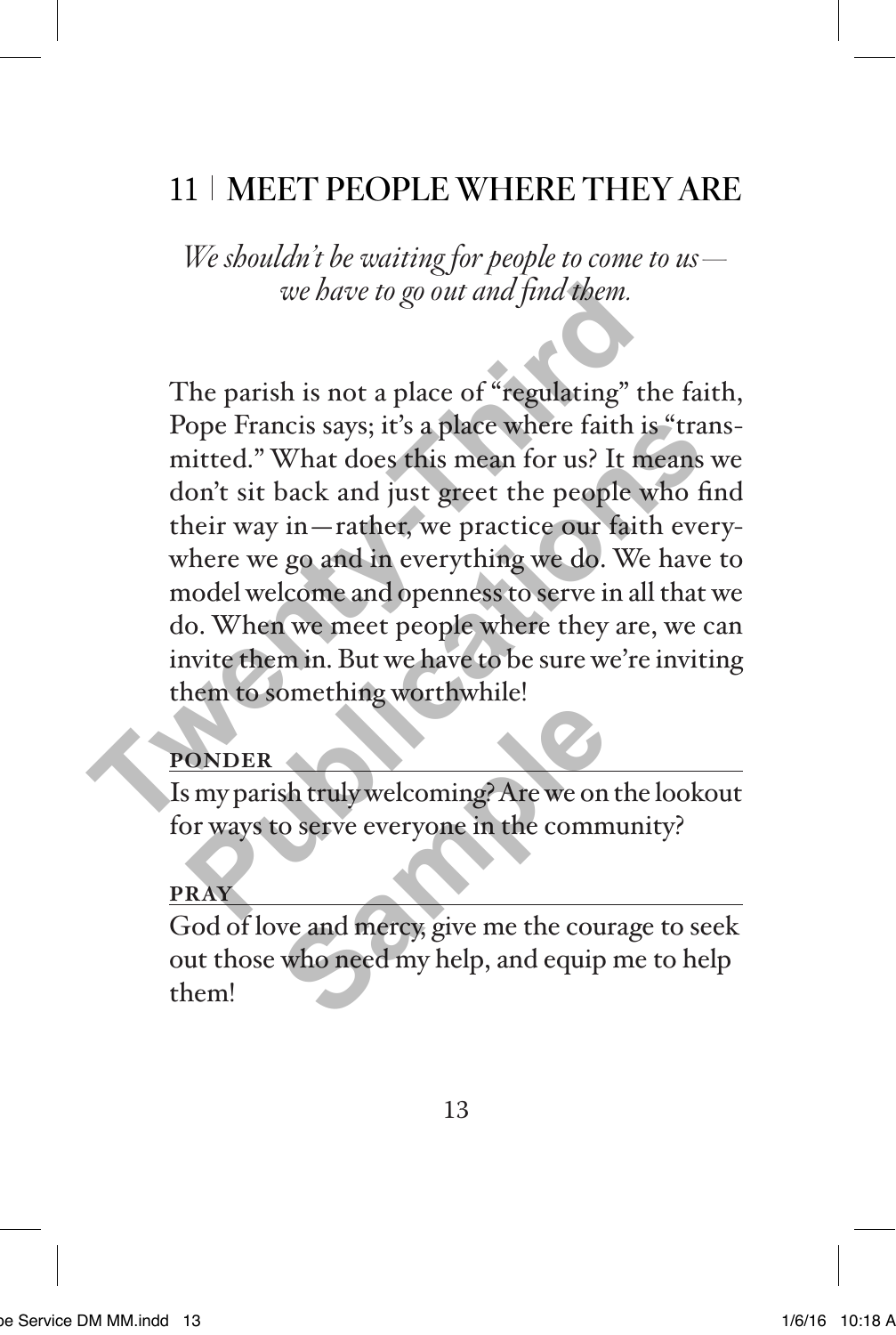# 11 | MEET PEOPLE WHERE THEY ARE

*We shouldn't be waiting for people to come to us—we have to go out and find them.*

The parish is not a place of "regulating" the faith, Pope Francis says; it's a place where faith is "transmitted." What does this mean for us? It means we don't sit back and just greet the people who find their way in—rather, we practice our faith everywhere we go and in everything we do. We have to model welcome and openness to serve in all that we do. When we meet people where they are, we can invite them in. But we have to be sure we're inviting them to something worthwhile!

**PONDER**

Is my parish truly welcoming? Are we on the lookout for ways to serve everyone in the community?

**PRAY**

God of love and mercy, give me the courage to seek out those who need my help, and equip me to help them!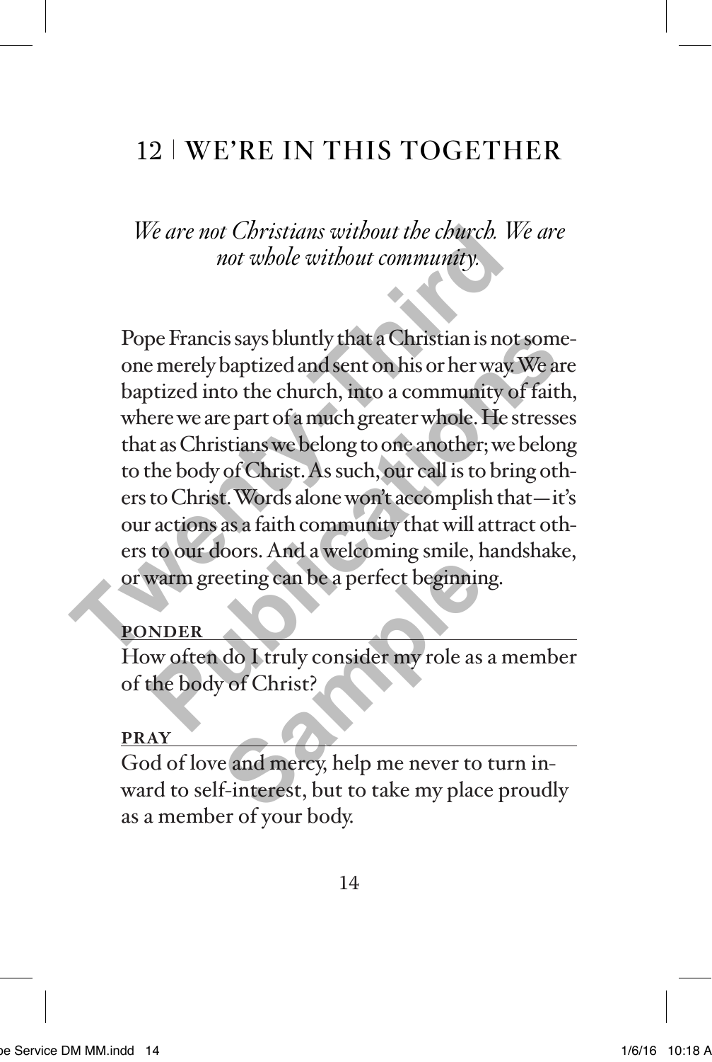# 12 | WE'RE IN THIS TOGETHER

*We are not Christians without the church. We are not whole without community.*

Pope Francis says bluntly that a Christian is not someone merely baptized and sent on his or her way. We are baptized into the church, into a community of faith, where we are part of a much greater whole. He stresses that as Christians we belong to one another; we belong to the body of Christ. As such, our call is to bring others to Christ. Words alone won't accomplish that—it's our actions as a faith community that will attract others to our doors. And a welcoming smile, handshake, or warm greeting can be a perfect beginning.

**PONDER**

How often do I truly consider my role as a member of the body of Christ?

**PRAY**

God of love and mercy, help me never to turn inward to self-interest, but to take my place proudly as a member of your body.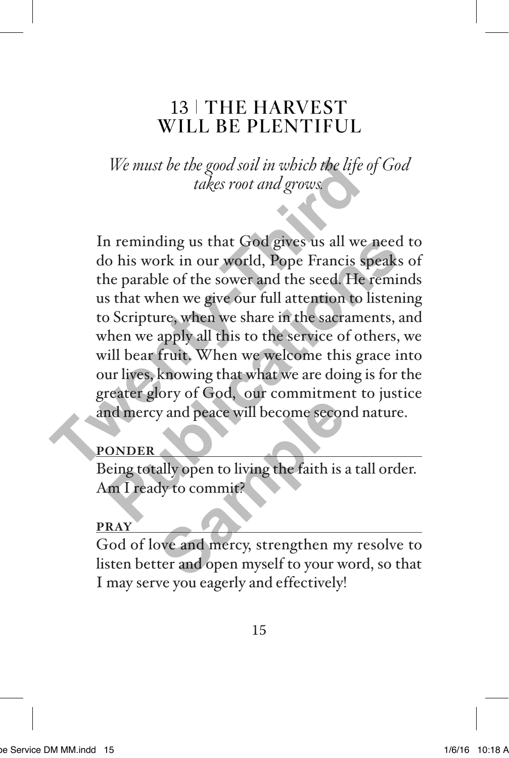# 13 | THE HARVEST WILL BE PLENTIFUL

*We must be the good soil in which the life of God takes root and grows.*

In reminding us that God gives us all we need to do his work in our world, Pope Francis speaks of the parable of the sower and the seed. He reminds us that when we give our full attention to listening to Scripture, when we share in the sacraments, and when we apply all this to the service of others, we will bear fruit. When we welcome this grace into our lives, knowing that what we are doing is for the greater glory of God, our commitment to justice and mercy and peace will become second nature.

**PONDER**

Being totally open to living the faith is a tall order. Am I ready to commit?

**PRAY**

God of love and mercy, strengthen my resolve to listen better and open myself to your word, so that I may serve you eagerly and effectively!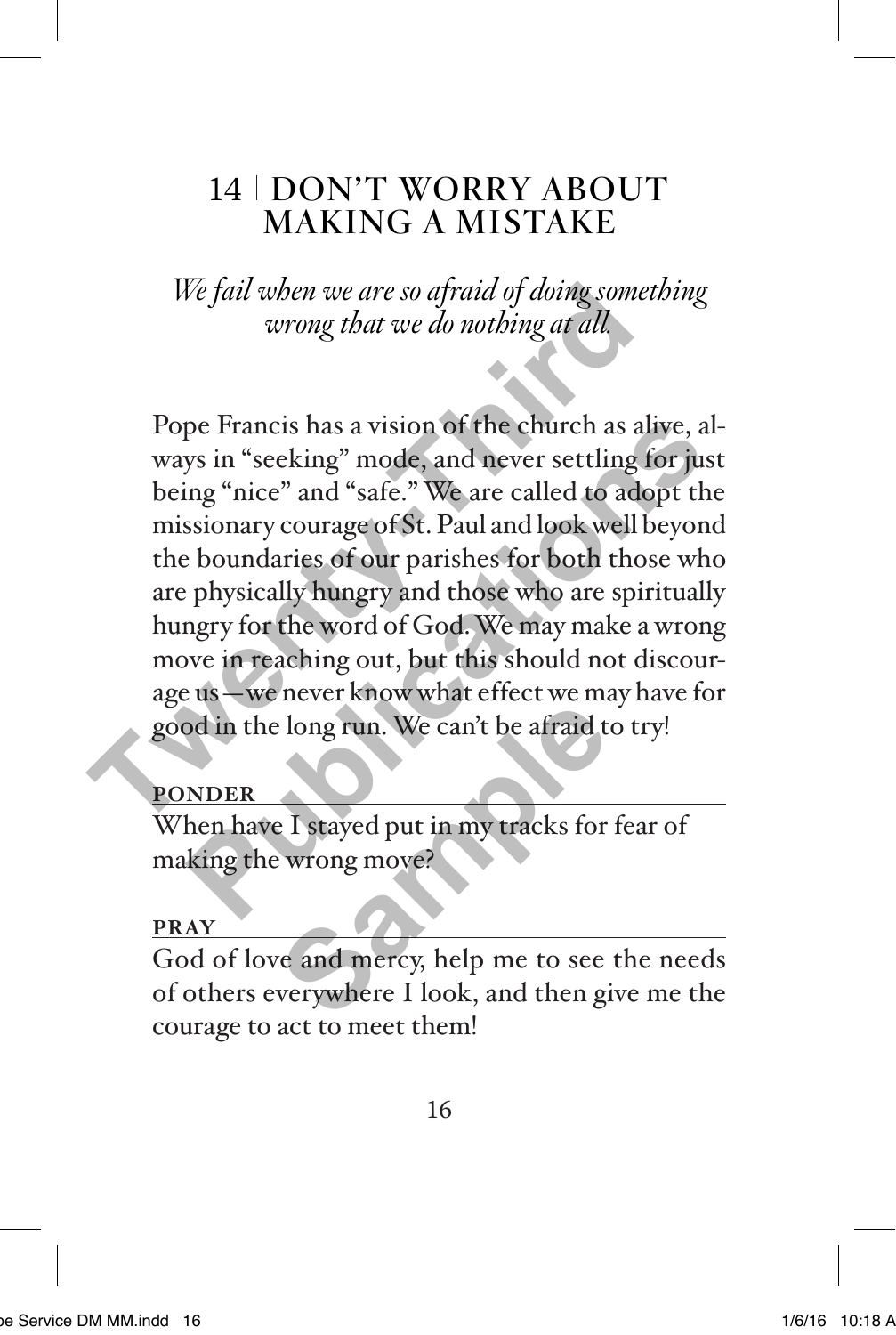## 14 | DON'T WORRY ABOUT MAKING A MISTAKE

*We fail when we are so afraid of doing something wrong that we do nothing at all.*

Pope Francis has a vision of the church as alive, always in "seeking" mode, and never settling for just being "nice" and "safe." We are called to adopt the missionary courage of St. Paul and look well beyond the boundaries of our parishes for both those who are physically hungry and those who are spiritually hungry for the word of God. We may make a wrong move in reaching out, but this should not discourage us—we never know what effect we may have for good in the long run. We can't be afraid to try!

**PONDER**

When have I stayed put in my tracks for fear of making the wrong move?

**PRAY**

God of love and mercy, help me to see the needs of others everywhere I look, and then give me the courage to act to meet them!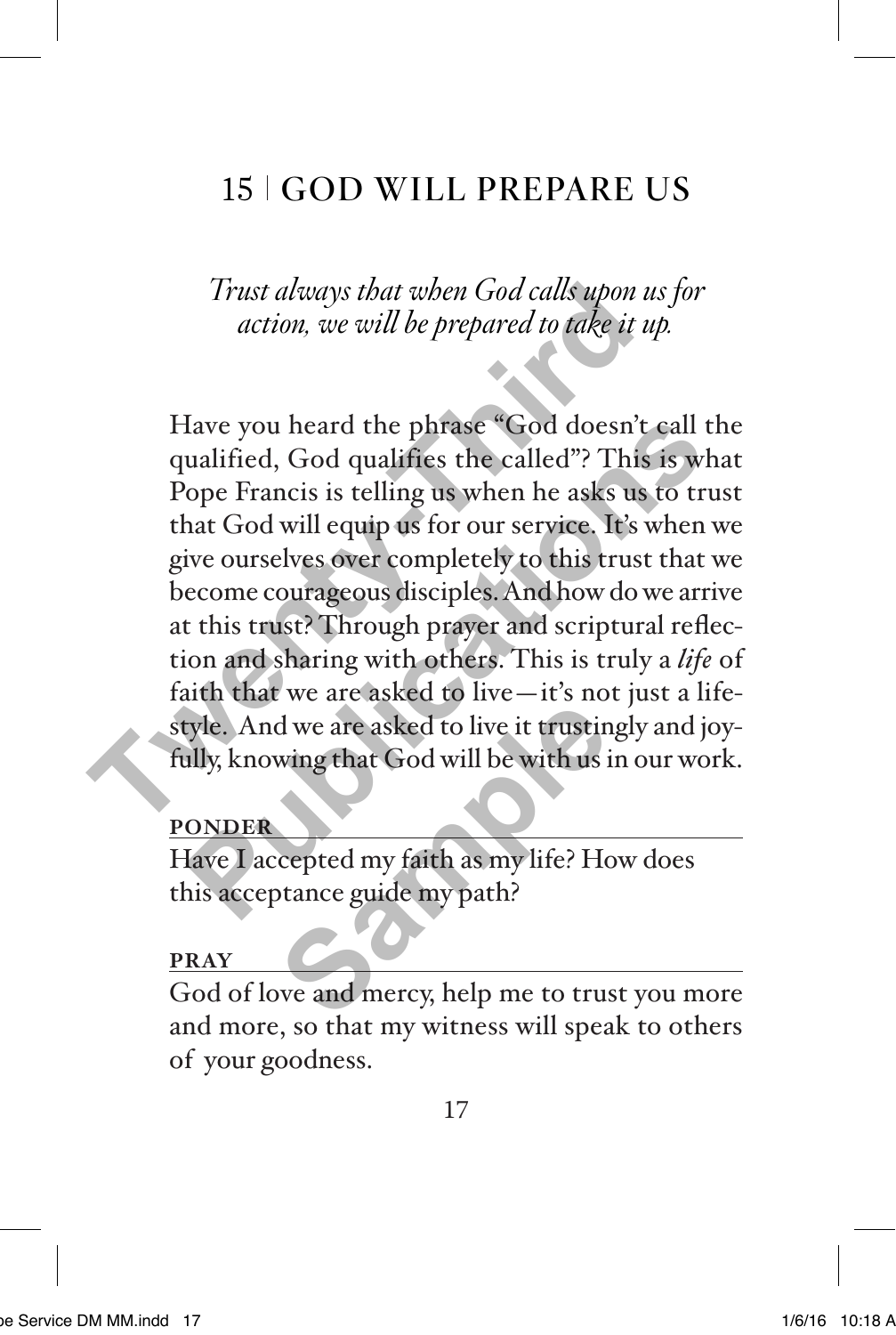# 15 | GOD WILL PREPARE US

*Trust always that when God calls upon us for action, we will be prepared to take it up.*

Have you heard the phrase "God doesn't call the qualified, God qualifies the called"? This is what Pope Francis is telling us when he asks us to trust that God will equip us for our service. It's when we give ourselves over completely to this trust that we become courageous disciples. And how do we arrive at this trust? Through prayer and scriptural reflection and sharing with others. This is truly a *life* of faith that we are asked to live—it's not just a lifestyle. And we are asked to live it trustingly and joyfully, knowing that God will be with us in our work.

**PONDER**

Have I accepted my faith as my life? How does this acceptance guide my path?

**PRAY**

God of love and mercy, help me to trust you more and more, so that my witness will speak to others of your goodness.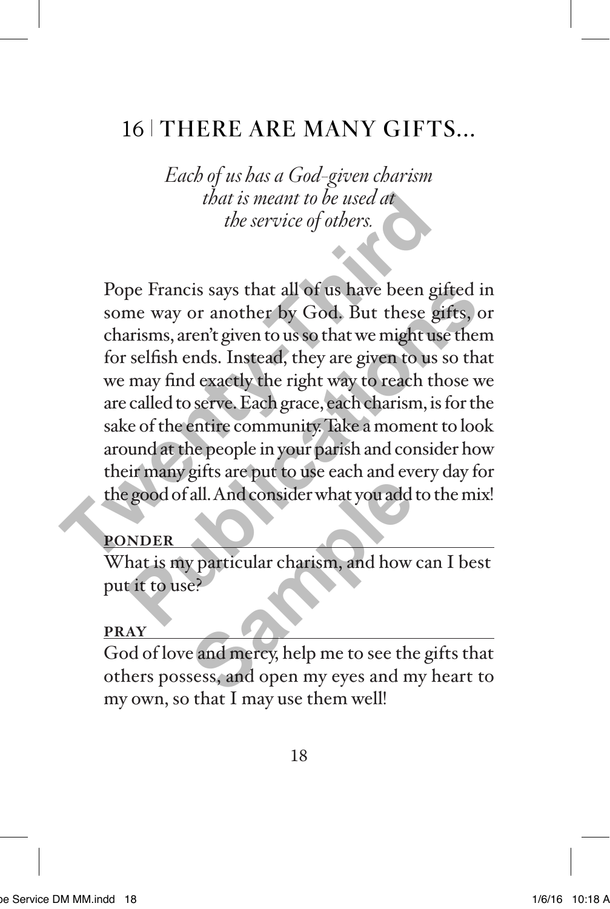# 16 | THERE ARE MANY GIFTS...

*Each of us has a God-given charism that is meant to be used at the service of others.*

Pope Francis says that all of us have been gifted in some way or another by God. But these gifts, or charisms, aren't given to us so that we might use them for selfish ends. Instead, they are given to us so that we may find exactly the right way to reach those we are called to serve. Each grace, each charism, is for the sake of the entire community. Take a moment to look around at the people in your parish and consider how their many gifts are put to use each and every day for the good of all. And consider what you add to the mix!

**PONDER**

What is my particular charism, and how can I best put it to use?

**PRAY**

God of love and mercy, help me to see the gifts that others possess, and open my eyes and my heart to my own, so that I may use them well!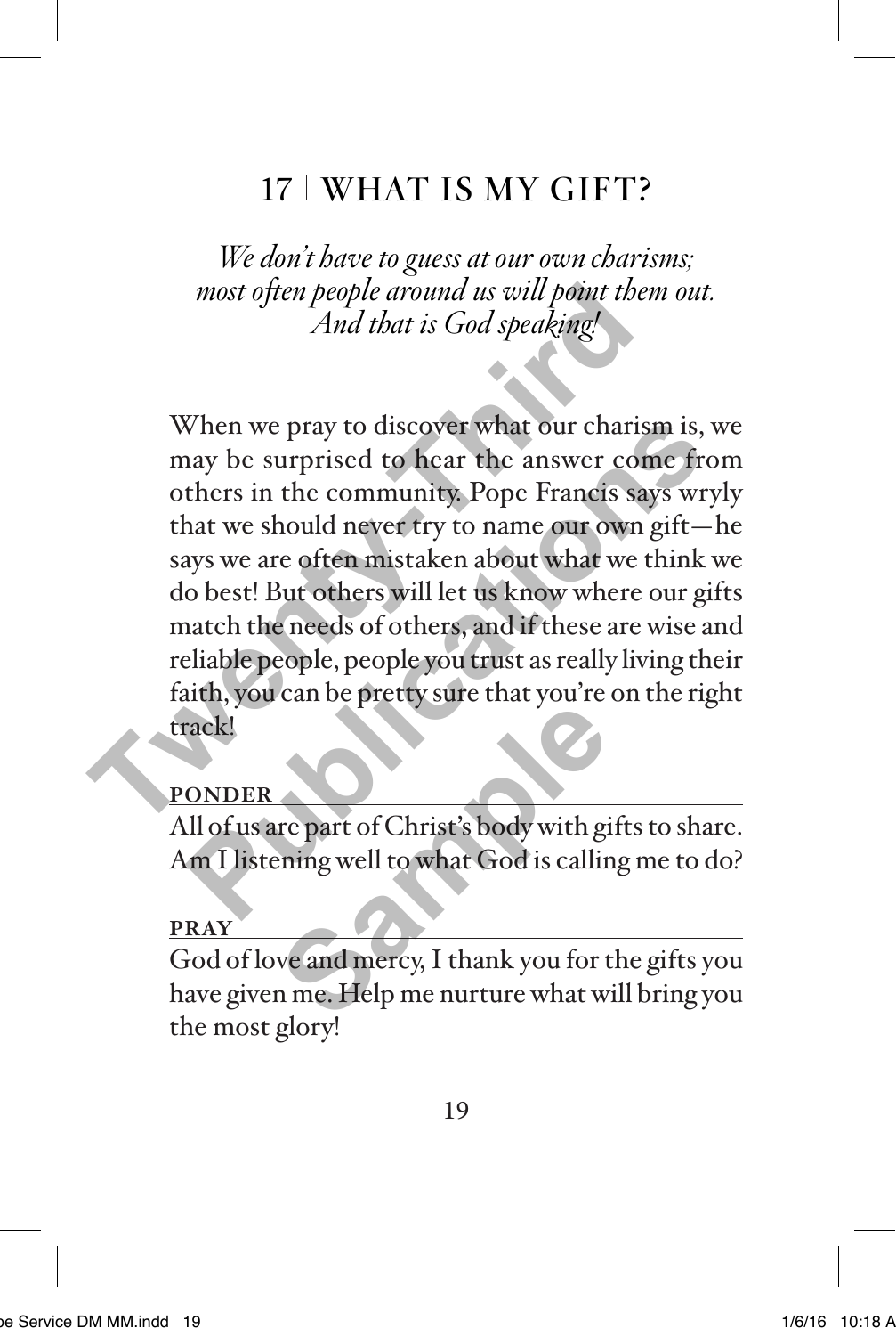# 17 | WHAT IS MY GIFT?

*We don't have to guess at our own charisms; most often people around us will point them out. And that is God speaking!*

When we pray to discover what our charism is, we may be surprised to hear the answer come from others in the community. Pope Francis says wryly that we should never try to name our own gift—he says we are often mistaken about what we think we do best! But others will let us know where our gifts match the needs of others, and if these are wise and reliable people, people you trust as really living their faith, you can be pretty sure that you're on the right track!

## PONDER

All of us are part of Christ's body with gifts to share. Am I listening well to what God is calling me to do?

## PRAY

God of love and mercy, I thank you for the gifts you have given me. Help me nurture what will bring you the most glory!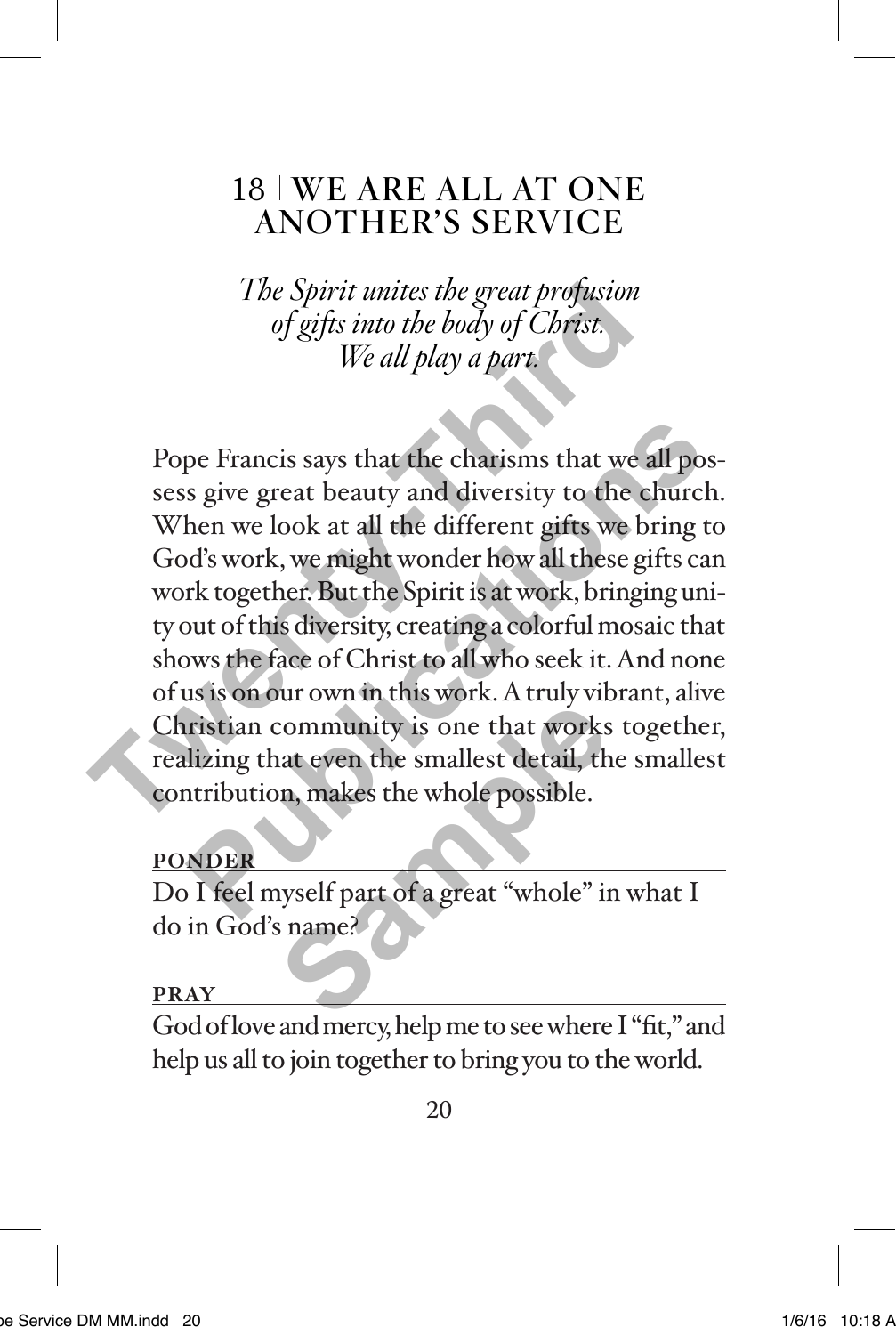# 18 | WE ARE ALL AT ONE ANOTHER'S SERVICE

*The Spirit unites the great profusion of gifts into the body of Christ. We all play a part.*

Pope Francis says that the charisms that we all possess give great beauty and diversity to the church. When we look at all the different gifts we bring to God's work, we might wonder how all these gifts can work together. But the Spirit is at work, bringing unity out of this diversity, creating a colorful mosaic that shows the face of Christ to all who seek it. And none of us is on our own in this work. A truly vibrant, alive Christian community is one that works together, realizing that even the smallest detail, the smallest contribution, makes the whole possible.

**PONDER**

Do I feel myself part of a great "whole" in what I do in God's name?

**PRAY**

God of love and mercy, help me to see where I "fit," and help us all to join together to bring you to the world.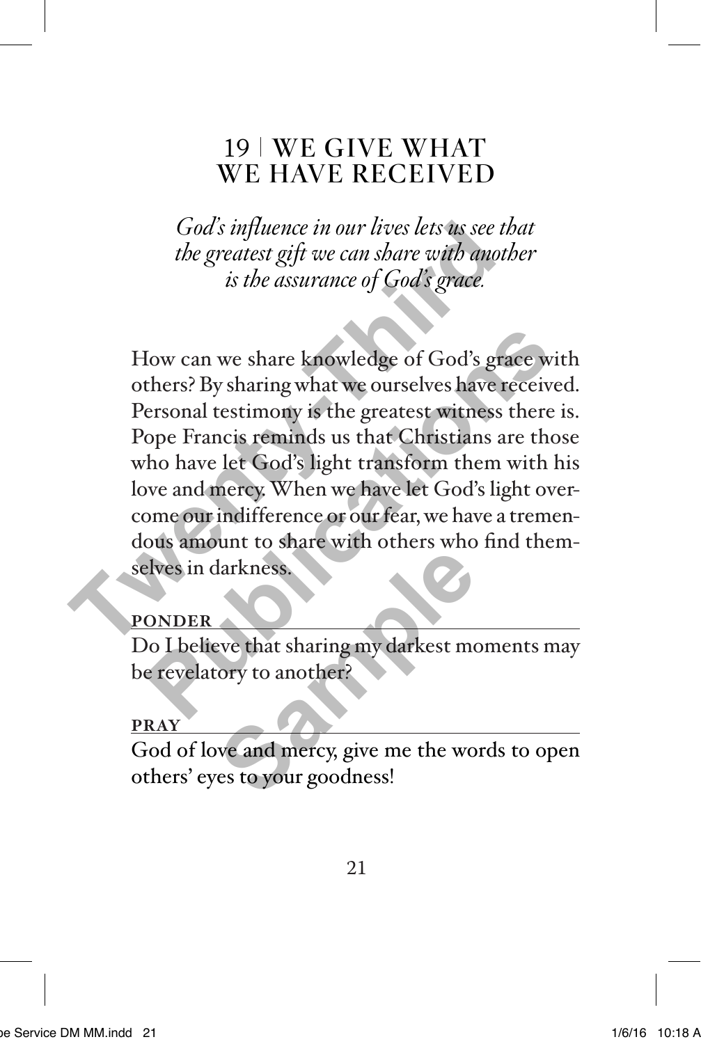# 19 | WE GIVE WHAT WE HAVE RECEIVED

*God's influence in our lives lets us see that the greatest gift we can share with another is the assurance of God's grace.*

How can we share knowledge of God's grace with others? By sharing what we ourselves have received. Personal testimony is the greatest witness there is. Pope Francis reminds us that Christians are those who have let God's light transform them with his love and mercy. When we have let God's light overcome our indifference or our fear, we have a tremendous amount to share with others who find themselves in darkness.

**PONDER**

Do I believe that sharing my darkest moments may be revelatory to another?

**PRAY**

God of love and mercy, give me the words to open others' eyes to your goodness!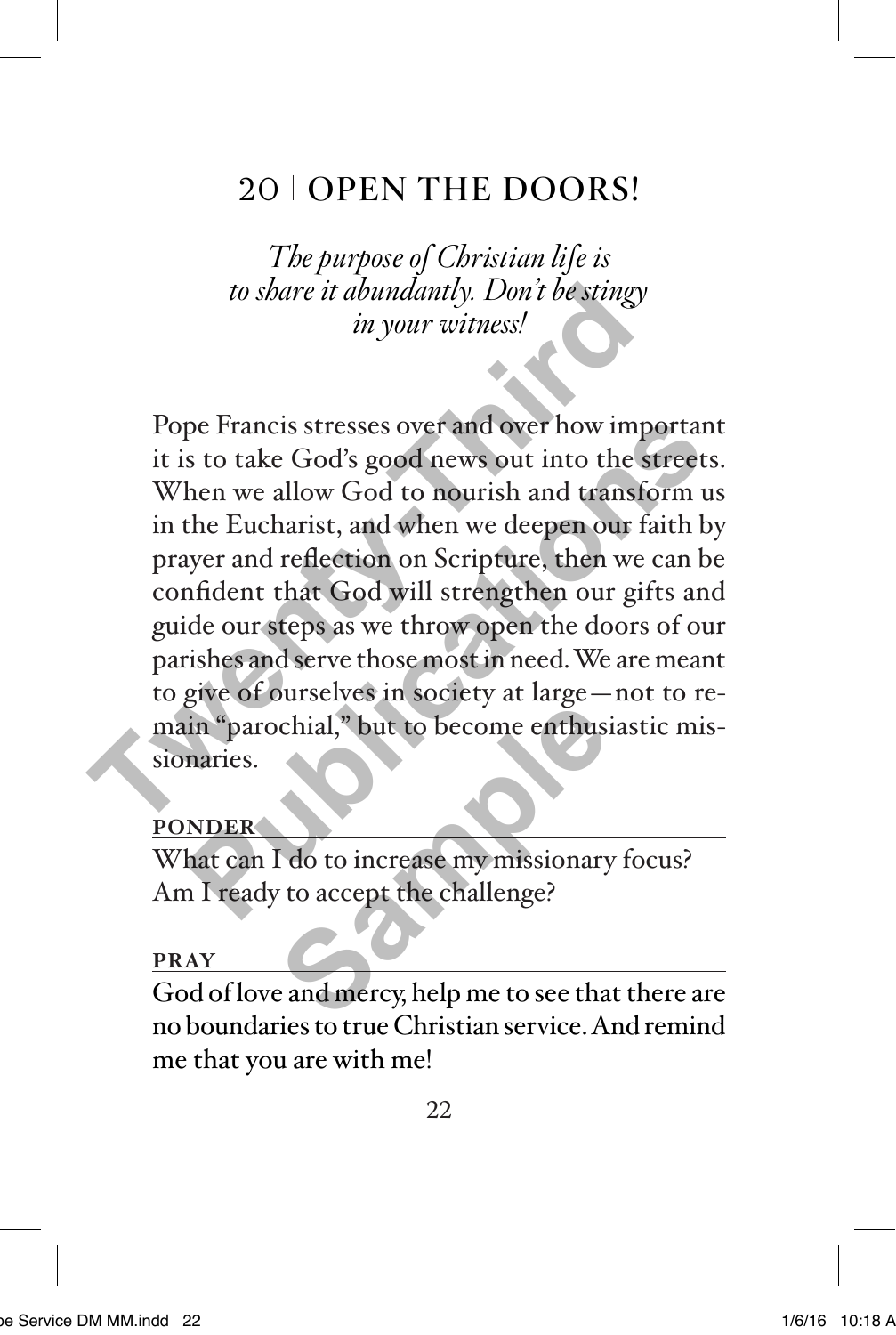## 20 | OPEN THE DOORS!

*The purpose of Christian life is to share it abundantly. Don't be stingy in your witness!*

Pope Francis stresses over and over how important it is to take God's good news out into the streets. When we allow God to nourish and transform us in the Eucharist, and when we deepen our faith by prayer and reflection on Scripture, then we can be confident that God will strengthen our gifts and guide our steps as we throw open the doors of our parishes and serve those most in need. We are meant to give of ourselves in society at large—not to remain "parochial," but to become enthusiastic missionaries.

**PONDER**

What can I do to increase my missionary focus? Am I ready to accept the challenge?

**PRAY**

God of love and mercy, help me to see that there are no boundaries to true Christian service. And remind me that you are with me!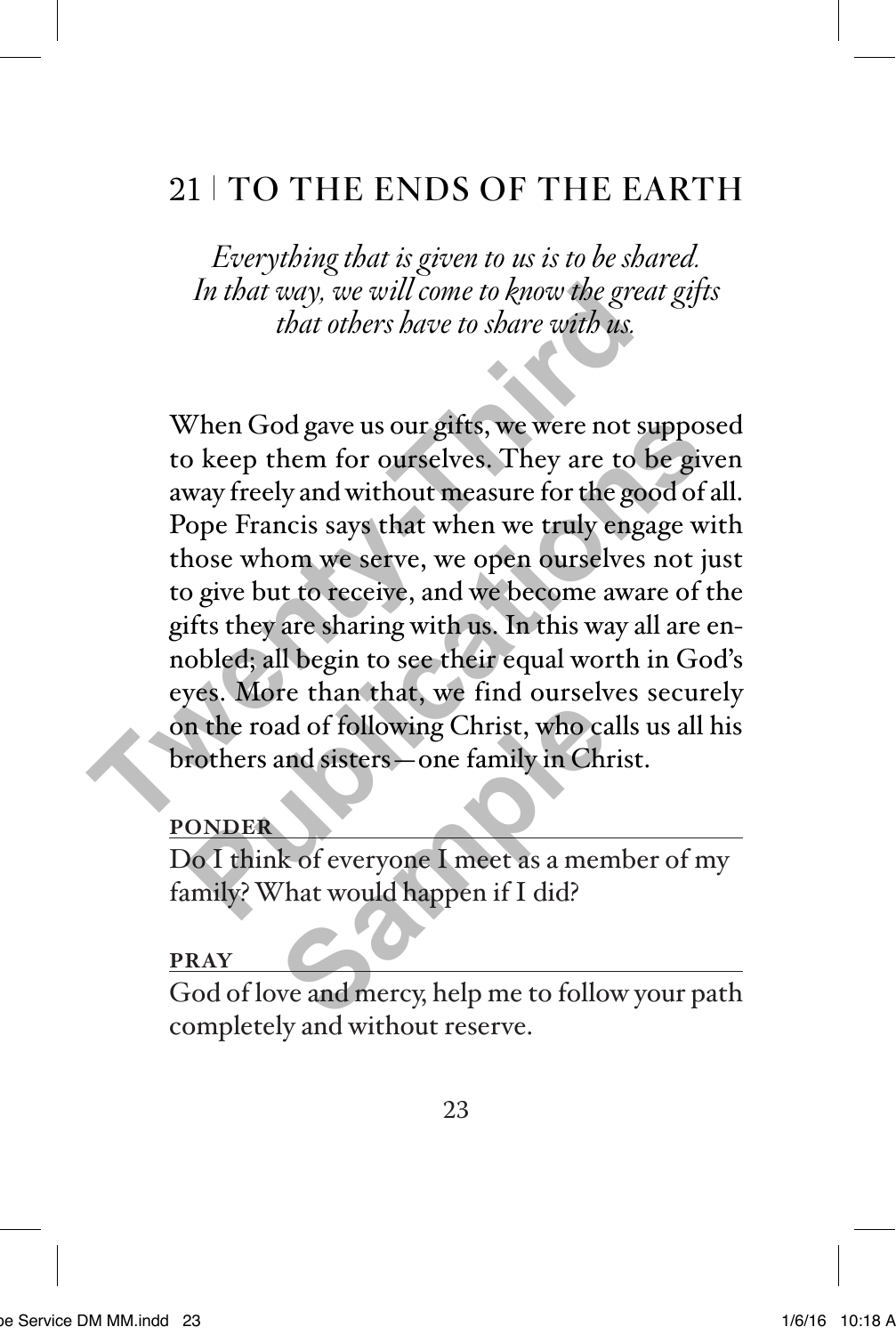## 21 | TO THE ENDS OF THE EARTH

*Everything that is given to us is to be shared. In that way, we will come to know the great gifts that others have to share with us.*

When God gave us our gifts, we were not supposed to keep them for ourselves. They are to be given away freely and without measure for the good of all. Pope Francis says that when we truly engage with those whom we serve, we open ourselves not just to give but to receive, and we become aware of the gifts they are sharing with us. In this way all are ennobled; all begin to see their equal worth in God's eyes. More than that, we find ourselves securely on the road of following Christ, who calls us all his brothers and sisters—one family in Christ.

**PONDER**

Do I think of everyone I meet as a member of my family? What would happen if I did?

**PRAY**

God of love and mercy, help me to follow your path completely and without reserve.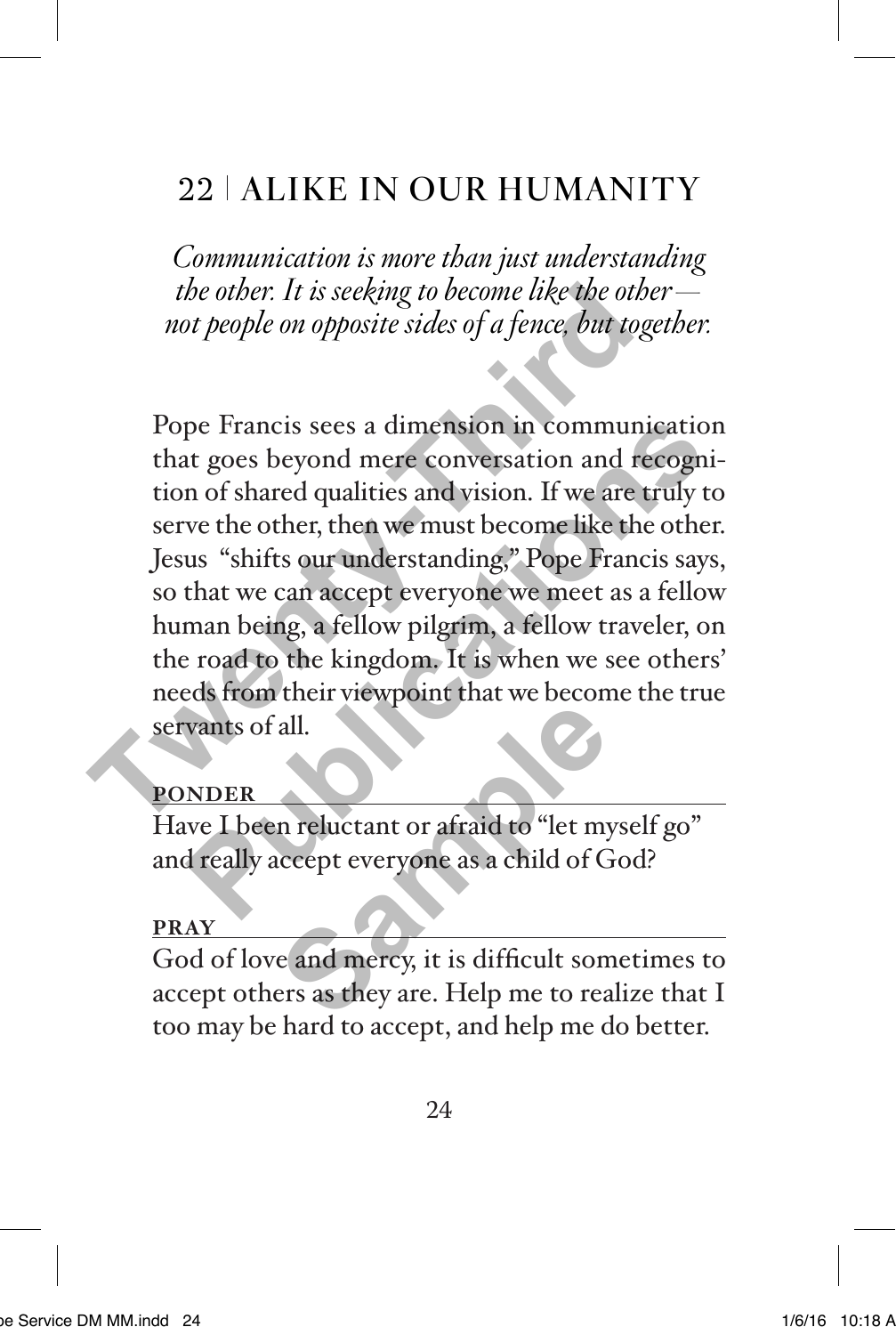# 22 | ALIKE IN OUR HUMANITY

*Communication is more than just understanding the other. It is seeking to become like the other—not people on opposite sides of a fence, but together.*

Pope Francis sees a dimension in communication that goes beyond mere conversation and recognition of shared qualities and vision. If we are truly to serve the other, then we must become like the other. Jesus "shifts our understanding," Pope Francis says, so that we can accept everyone we meet as a fellow human being, a fellow pilgrim, a fellow traveler, on the road to the kingdom. It is when we see others' needs from their viewpoint that we become the true servants of all.

**PONDER**

Have I been reluctant or afraid to "let myself go" and really accept everyone as a child of God?

**PRAY**

God of love and mercy, it is difficult sometimes to accept others as they are. Help me to realize that I too may be hard to accept, and help me do better.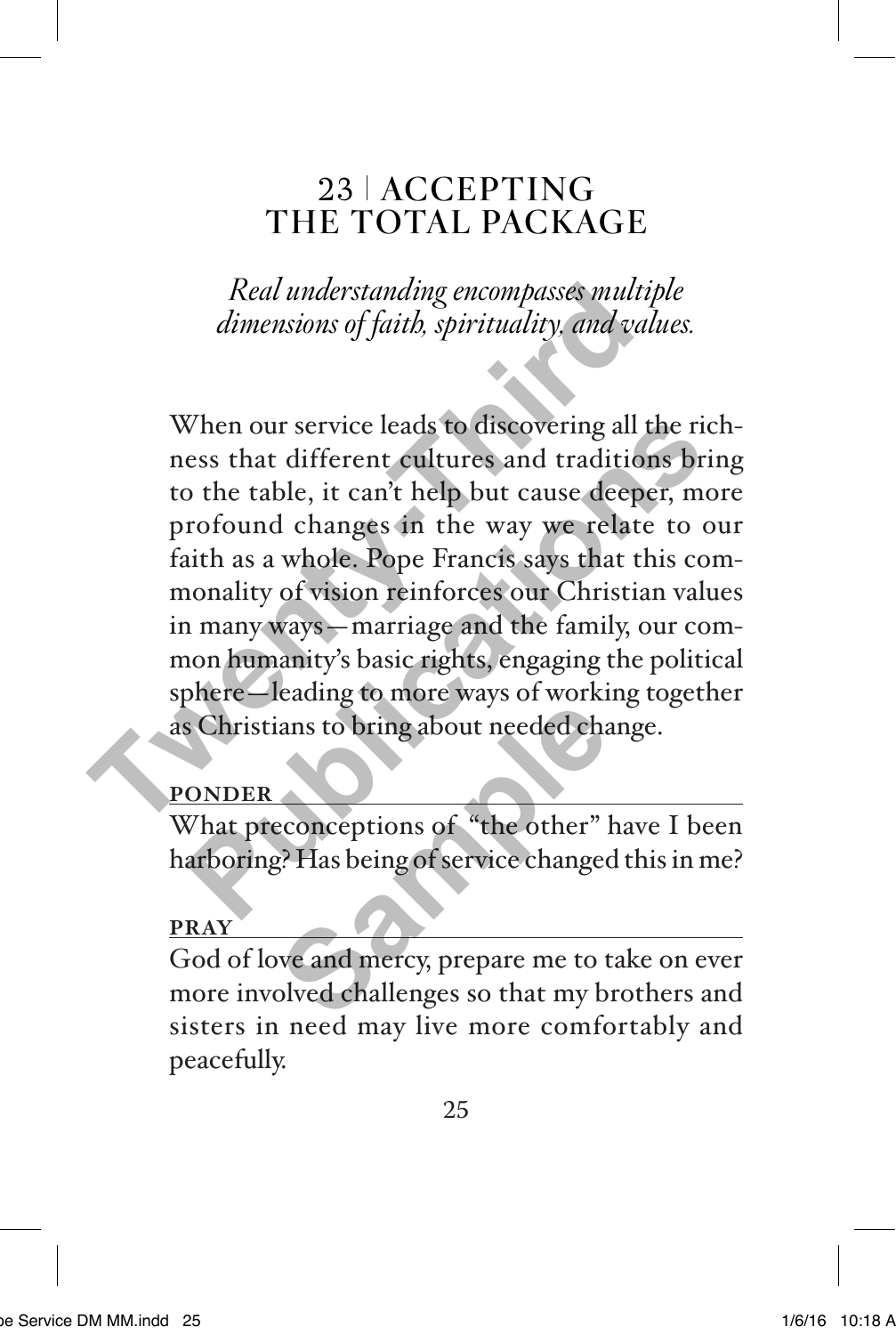# 23 | ACCEPTING THE TOTAL PACKAGE

*Real understanding encompasses multiple dimensions of faith, spirituality, and values.*

When our service leads to discovering all the richness that different cultures and traditions bring to the table, it can't help but cause deeper, more profound changes in the way we relate to our faith as a whole. Pope Francis says that this commonality of vision reinforces our Christian values in many ways—marriage and the family, our common humanity's basic rights, engaging the political sphere—leading to more ways of working together as Christians to bring about needed change.

**PONDER**

What preconceptions of "the other" have I been harboring? Has being of service changed this in me?

**PRAY**

God of love and mercy, prepare me to take on ever more involved challenges so that my brothers and sisters in need may live more comfortably and peacefully.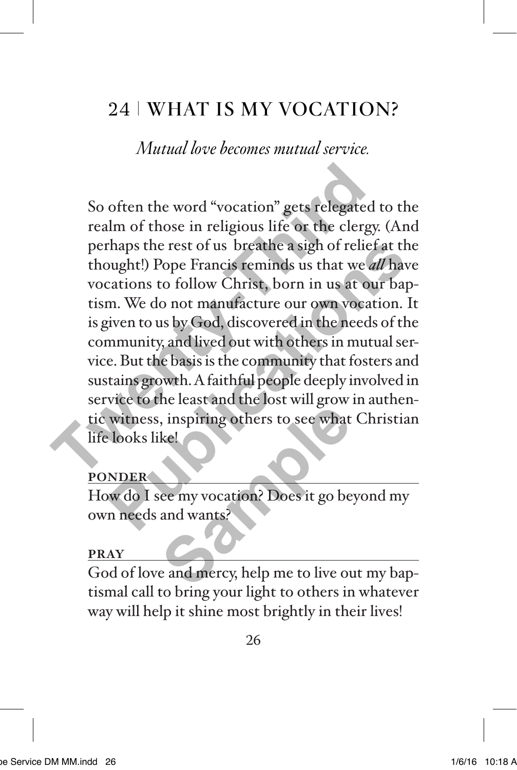# 24 | WHAT IS MY VOCATION?

*Mutual love becomes mutual service.*

So often the word "vocation" gets relegated to the realm of those in religious life or the clergy. (And perhaps the rest of us breathe a sigh of relief at the thought!) Pope Francis reminds us that we *all* have vocations to follow Christ, born in us at our baptism. We do not manufacture our own vocation. It is given to us by God, discovered in the needs of the community, and lived out with others in mutual service. But the basis is the community that fosters and sustains growth. A faithful people deeply involved in service to the least and the lost will grow in authentic witness, inspiring others to see what Christian life looks like!

**PONDER**

How do I see my vocation? Does it go beyond my own needs and wants?

**PRAY**

God of love and mercy, help me to live out my baptismal call to bring your light to others in whatever way will help it shine most brightly in their lives!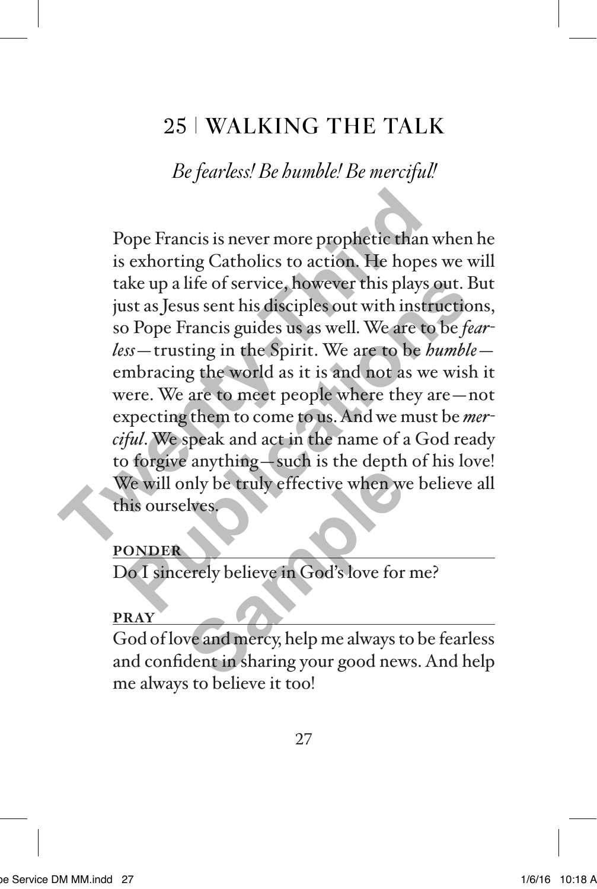## 25 | WALKING THE TALK

*Be fearless! Be humble! Be merciful!*

Pope Francis is never more prophetic than when he is exhorting Catholics to action. He hopes we will take up a life of service, however this plays out. But just as Jesus sent his disciples out with instructions, so Pope Francis guides us as well. We are to be *fearless*—trusting in the Spirit. We are to be *humble*—embracing the world as it is and not as we wish it were. We are to meet people where they are—not expecting them to come to us. And we must be *merciful*. We speak and act in the name of a God ready to forgive anything—such is the depth of his love! We will only be truly effective when we believe all this ourselves.

**PONDER**

Do I sincerely believe in God's love for me?

**PRAY**

God of love and mercy, help me always to be fearless and confident in sharing your good news. And help me always to believe it too!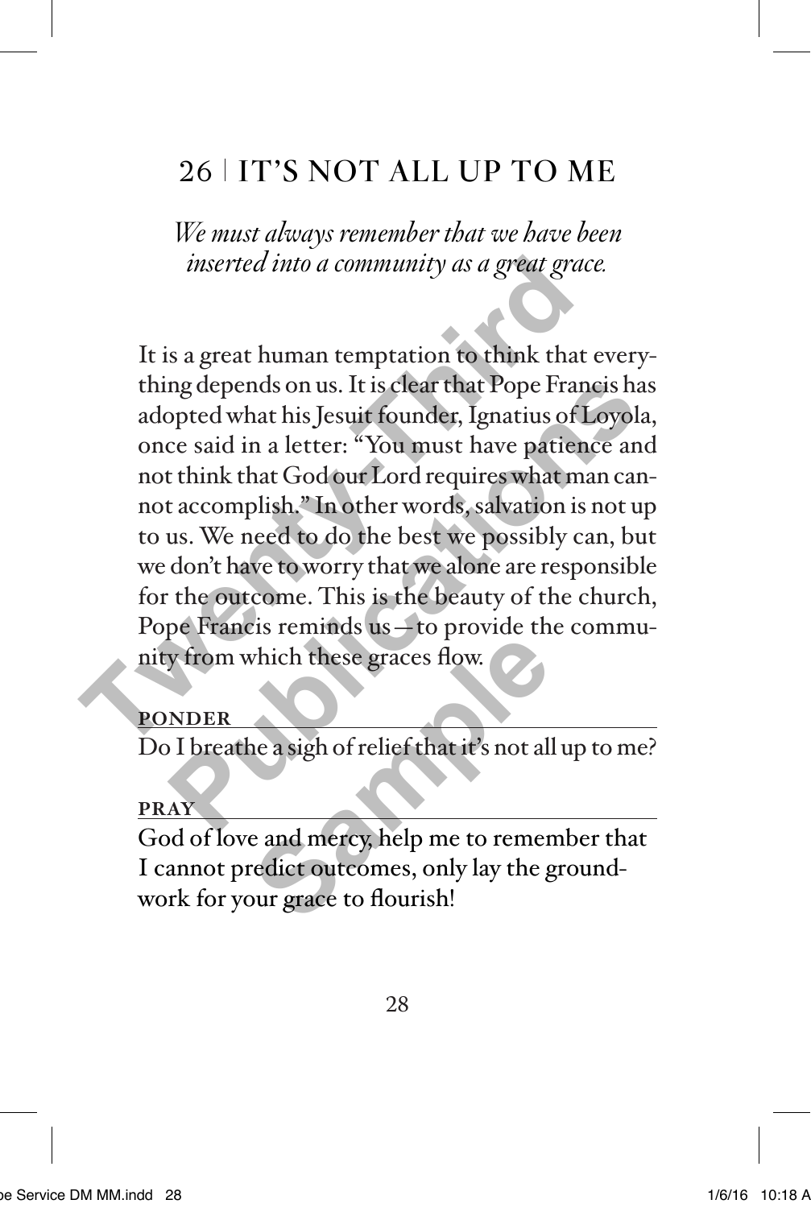## 26 | IT'S NOT ALL UP TO ME

*We must always remember that we have been inserted into a community as a great grace.*

It is a great human temptation to think that everything depends on us. It is clear that Pope Francis has adopted what his Jesuit founder, Ignatius of Loyola, once said in a letter: "You must have patience and not think that God our Lord requires what man cannot accomplish." In other words, salvation is not up to us. We need to do the best we possibly can, but we don't have to worry that we alone are responsible for the outcome. This is the beauty of the church, Pope Francis reminds us—to provide the community from which these graces flow.

**PONDER**

Do I breathe a sigh of relief that it's not all up to me?

**PRAY**

God of love and mercy, help me to remember that I cannot predict outcomes, only lay the groundwork for your grace to flourish!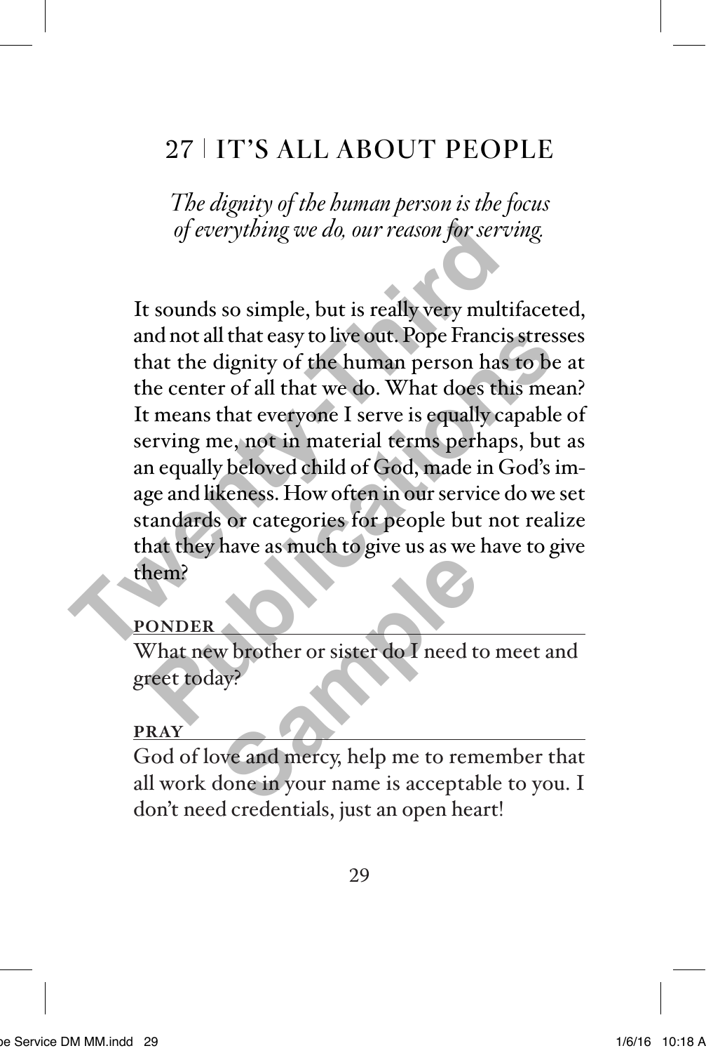# 27 | IT'S ALL ABOUT PEOPLE

*The dignity of the human person is the focus of everything we do, our reason for serving.*

It sounds so simple, but is really very multifaceted, and not all that easy to live out. Pope Francis stresses that the dignity of the human person has to be at the center of all that we do. What does this mean? It means that everyone I serve is equally capable of serving me, not in material terms perhaps, but as an equally beloved child of God, made in God's image and likeness. How often in our service do we set standards or categories for people but not realize that they have as much to give us as we have to give them?

**PONDER**

What new brother or sister do I need to meet and greet today?

**PRAY**

God of love and mercy, help me to remember that all work done in your name is acceptable to you. I don't need credentials, just an open heart!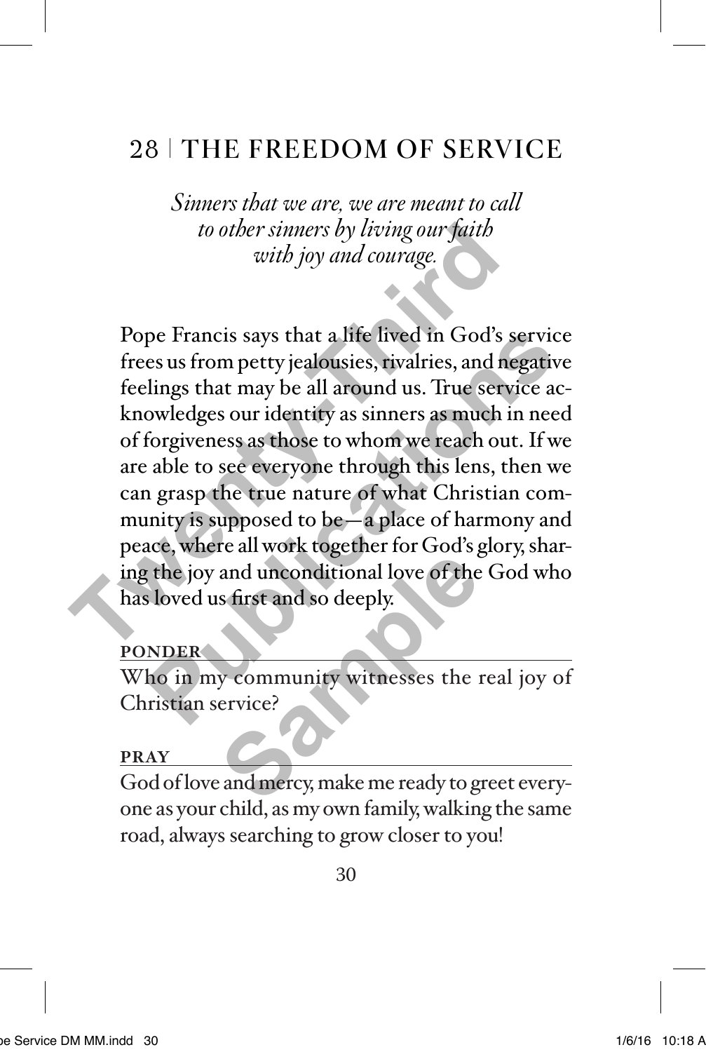# 28 | THE FREEDOM OF SERVICE

*Sinners that we are, we are meant to call to other sinners by living our faith with joy and courage.*

Pope Francis says that a life lived in God's service frees us from petty jealousies, rivalries, and negative feelings that may be all around us. True service acknowledges our identity as sinners as much in need of forgiveness as those to whom we reach out. If we are able to see everyone through this lens, then we can grasp the true nature of what Christian community is supposed to be—a place of harmony and peace, where all work together for God's glory, sharing the joy and unconditional love of the God who has loved us first and so deeply.

**PONDER**

Who in my community witnesses the real joy of Christian service?

**PRAY**

God of love and mercy, make me ready to greet everyone as your child, as my own family, walking the same road, always searching to grow closer to you!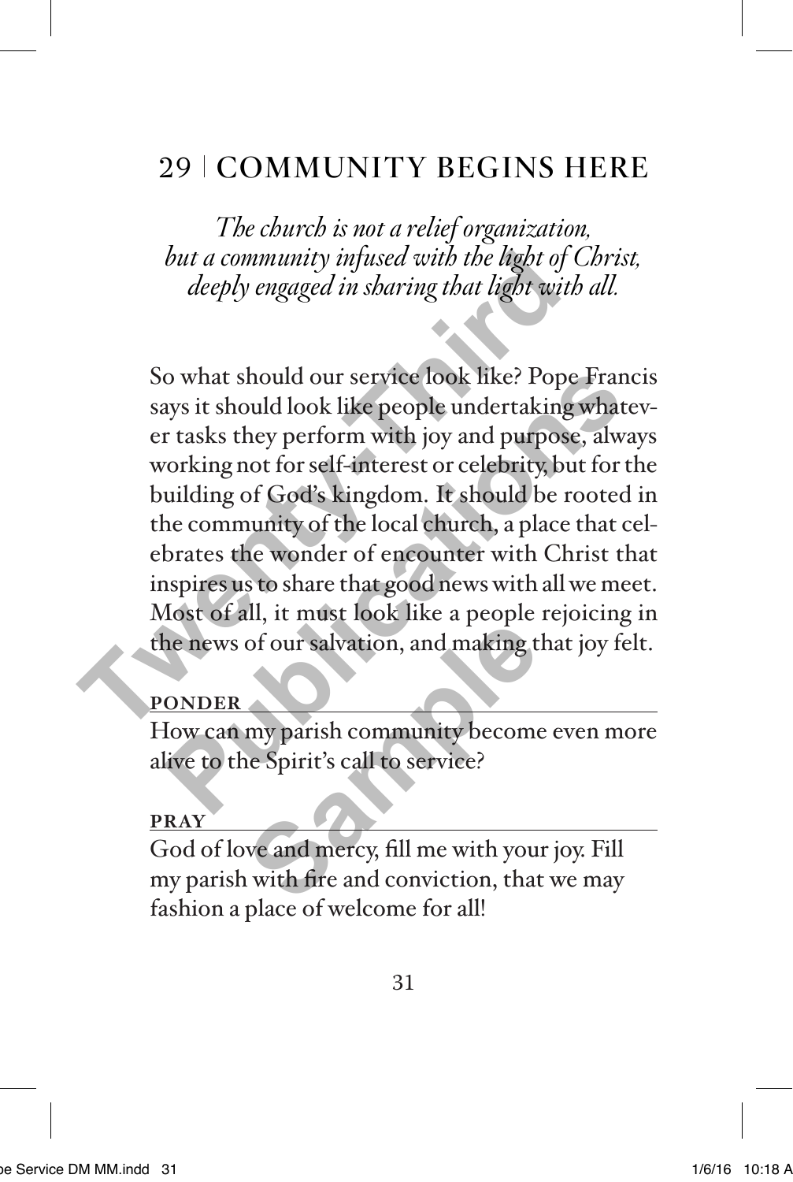## 29 | COMMUNITY BEGINS HERE

*The church is not a relief organization,*
*but a community infused with the light of Christ,*
*deeply engaged in sharing that light with all.*

So what should our service look like? Pope Francis says it should look like people undertaking whatever tasks they perform with joy and purpose, always working not for self-interest or celebrity, but for the building of God's kingdom. It should be rooted in the community of the local church, a place that celebrates the wonder of encounter with Christ that inspires us to share that good news with all we meet. Most of all, it must look like a people rejoicing in the news of our salvation, and making that joy felt.

**PONDER**

How can my parish community become even more alive to the Spirit's call to service?

**PRAY**

God of love and mercy, fill me with your joy. Fill my parish with fire and conviction, that we may fashion a place of welcome for all!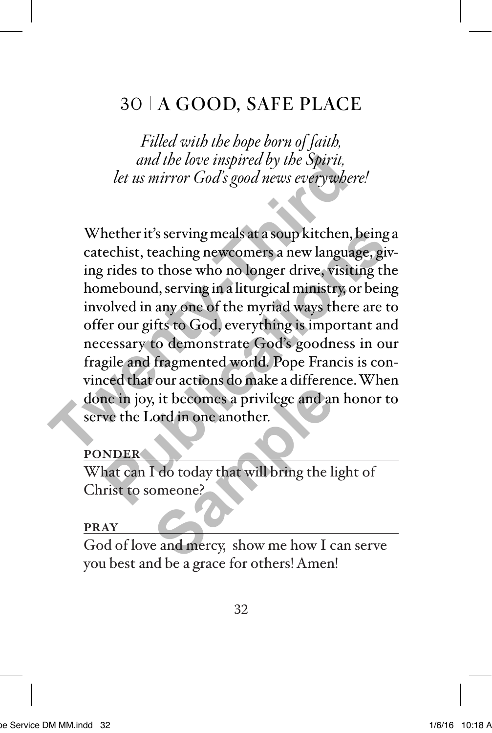# 30 | A GOOD, SAFE PLACE

*Filled with the hope born of faith,*
*and the love inspired by the Spirit,*
*let us mirror God's good news everywhere!*

Whether it's serving meals at a soup kitchen, being a catechist, teaching newcomers a new language, giving rides to those who no longer drive, visiting the homebound, serving in a liturgical ministry, or being involved in any one of the myriad ways there are to offer our gifts to God, everything is important and necessary to demonstrate God's goodness in our fragile and fragmented world. Pope Francis is convinced that our actions do make a difference. When done in joy, it becomes a privilege and an honor to serve the Lord in one another.

**PONDER**

What can I do today that will bring the light of Christ to someone?

**PRAY**

God of love and mercy, show me how I can serve you best and be a grace for others! Amen!